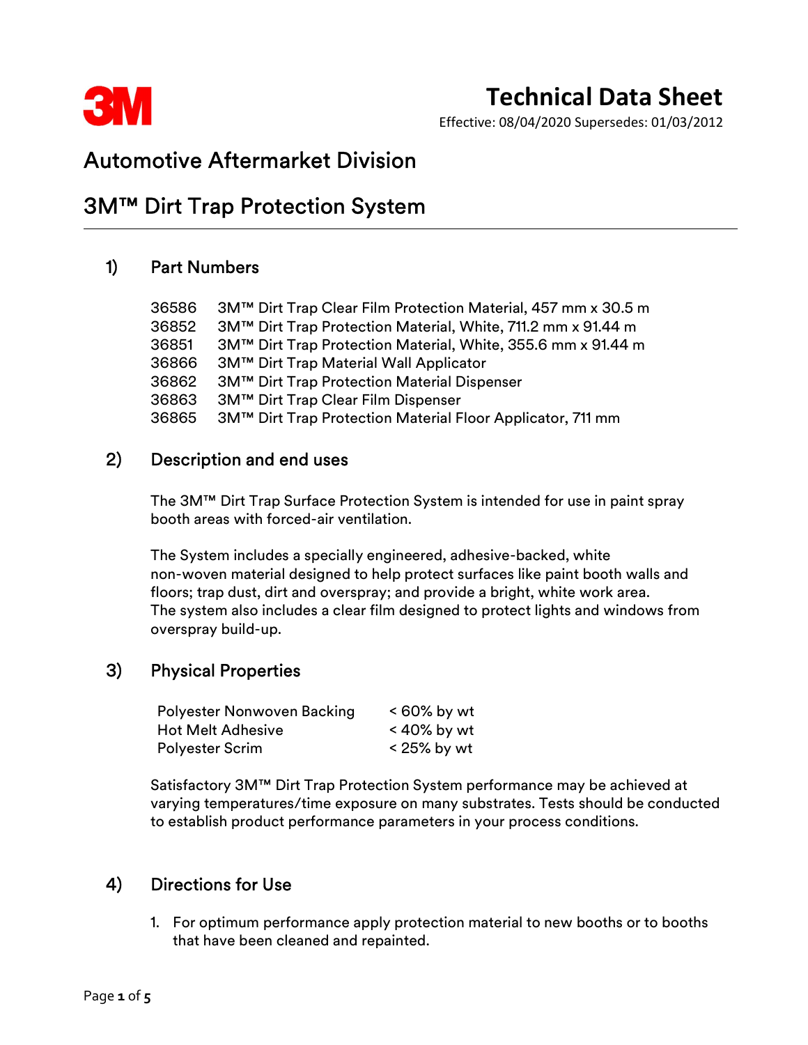# Technical Data Sheet

Effective: 08/04/2020 Supersedes: 01/03/2012

## Automotive Aftermarket Division

## 3M™ Dirt Trap Protection System

### 1) Part Numbers

| | |
|---|---|
| 36586 | 3M™ Dirt Trap Clear Film Protection Material, 457 mm x 30.5 m |
| 36852 | 3M™ Dirt Trap Protection Material, White, 711.2 mm x 91.44 m |
| 36851 | 3M™ Dirt Trap Protection Material, White, 355.6 mm x 91.44 m |
| 36866 | 3M™ Dirt Trap Material Wall Applicator |
| 36862 | 3M™ Dirt Trap Protection Material Dispenser |
| 36863 | 3M™ Dirt Trap Clear Film Dispenser |
| 36865 | 3M™ Dirt Trap Protection Material Floor Applicator, 711 mm |

### 2) Description and end uses

The 3M™ Dirt Trap Surface Protection System is intended for use in paint spray booth areas with forced-air ventilation.

The System includes a specially engineered, adhesive-backed, white non-woven material designed to help protect surfaces like paint booth walls and floors; trap dust, dirt and overspray; and provide a bright, white work area. The system also includes a clear film designed to protect lights and windows from overspray build-up.

### 3) Physical Properties

| | |
|---|---|
| Polyester Nonwoven Backing | < 60% by wt |
| Hot Melt Adhesive | < 40% by wt |
| Polyester Scrim | < 25% by wt |

Satisfactory 3M™ Dirt Trap Protection System performance may be achieved at varying temperatures/time exposure on many substrates. Tests should be conducted to establish product performance parameters in your process conditions.

### 4) Directions for Use

1. For optimum performance apply protection material to new booths or to booths that have been cleaned and repainted.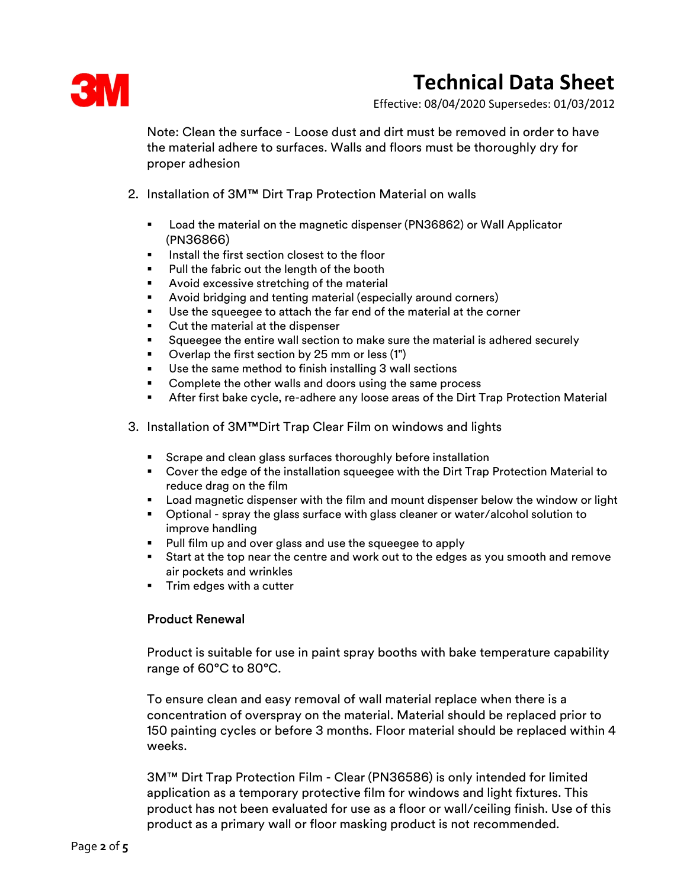Note: Clean the surface - Loose dust and dirt must be removed in order to have the material adhere to surfaces. Walls and floors must be thoroughly dry for proper adhesion

2. Installation of 3M™ Dirt Trap Protection Material on walls

   - Load the material on the magnetic dispenser (PN36862) or Wall Applicator (PN36866)
   - Install the first section closest to the floor
   - Pull the fabric out the length of the booth
   - Avoid excessive stretching of the material
   - Avoid bridging and tenting material (especially around corners)
   - Use the squeegee to attach the far end of the material at the corner
   - Cut the material at the dispenser
   - Squeegee the entire wall section to make sure the material is adhered securely
   - Overlap the first section by 25 mm or less (1")
   - Use the same method to finish installing 3 wall sections
   - Complete the other walls and doors using the same process
   - After first bake cycle, re-adhere any loose areas of the Dirt Trap Protection Material

3. Installation of 3M™Dirt Trap Clear Film on windows and lights

   - Scrape and clean glass surfaces thoroughly before installation
   - Cover the edge of the installation squeegee with the Dirt Trap Protection Material to reduce drag on the film
   - Load magnetic dispenser with the film and mount dispenser below the window or light
   - Optional - spray the glass surface with glass cleaner or water/alcohol solution to improve handling
   - Pull film up and over glass and use the squeegee to apply
   - Start at the top near the centre and work out to the edges as you smooth and remove air pockets and wrinkles
   - Trim edges with a cutter

### Product Renewal

Product is suitable for use in paint spray booths with bake temperature capability range of 60°C to 80°C.

To ensure clean and easy removal of wall material replace when there is a concentration of overspray on the material. Material should be replaced prior to 150 painting cycles or before 3 months. Floor material should be replaced within 4 weeks.

3M™ Dirt Trap Protection Film - Clear (PN36586) is only intended for limited application as a temporary protective film for windows and light fixtures. This product has not been evaluated for use as a floor or wall/ceiling finish. Use of this product as a primary wall or floor masking product is not recommended.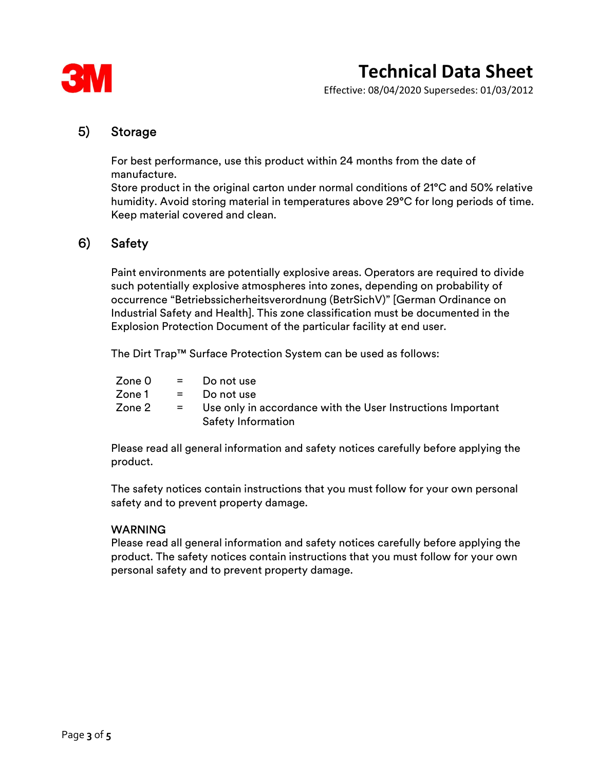## 5) Storage

For best performance, use this product within 24 months from the date of manufacture.
Store product in the original carton under normal conditions of 21°C and 50% relative humidity. Avoid storing material in temperatures above 29°C for long periods of time. Keep material covered and clean.

## 6) Safety

Paint environments are potentially explosive areas. Operators are required to divide such potentially explosive atmospheres into zones, depending on probability of occurrence “Betriebssicherheitsverordnung (BetrSichV)” [German Ordinance on Industrial Safety and Health]. This zone classification must be documented in the Explosion Protection Document of the particular facility at end user.

The Dirt Trap™ Surface Protection System can be used as follows:

| | | |
|---|---|---|
| Zone 0 | = | Do not use |
| Zone 1 | = | Do not use |
| Zone 2 | = | Use only in accordance with the User Instructions Important Safety Information |

Please read all general information and safety notices carefully before applying the product.

The safety notices contain instructions that you must follow for your own personal safety and to prevent property damage.

WARNING
Please read all general information and safety notices carefully before applying the product. The safety notices contain instructions that you must follow for your own personal safety and to prevent property damage.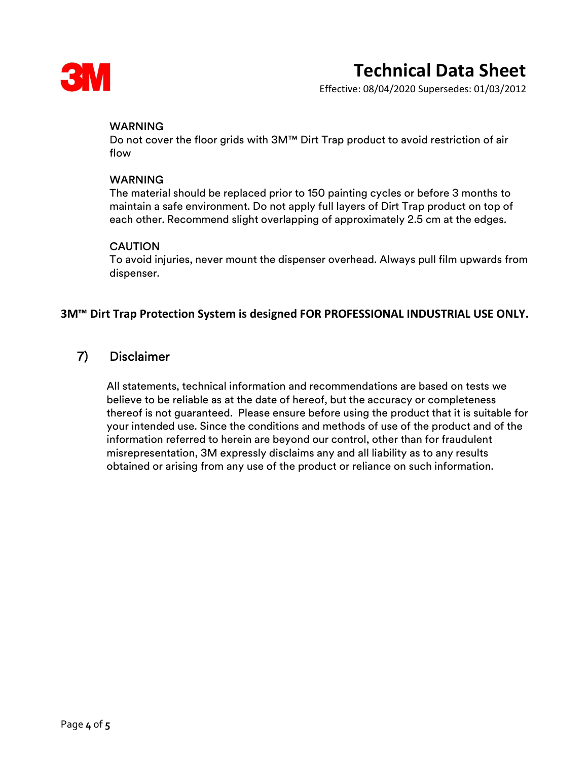WARNING

Do not cover the floor grids with 3M™ Dirt Trap product to avoid restriction of air flow

WARNING

The material should be replaced prior to 150 painting cycles or before 3 months to maintain a safe environment. Do not apply full layers of Dirt Trap product on top of each other. Recommend slight overlapping of approximately 2.5 cm at the edges.

CAUTION

To avoid injuries, never mount the dispenser overhead. Always pull film upwards from dispenser.

**3M™ Dirt Trap Protection System is designed FOR PROFESSIONAL INDUSTRIAL USE ONLY.**

## 7) Disclaimer

All statements, technical information and recommendations are based on tests we believe to be reliable as at the date of hereof, but the accuracy or completeness thereof is not guaranteed. Please ensure before using the product that it is suitable for your intended use. Since the conditions and methods of use of the product and of the information referred to herein are beyond our control, other than for fraudulent misrepresentation, 3M expressly disclaims any and all liability as to any results obtained or arising from any use of the product or reliance on such information.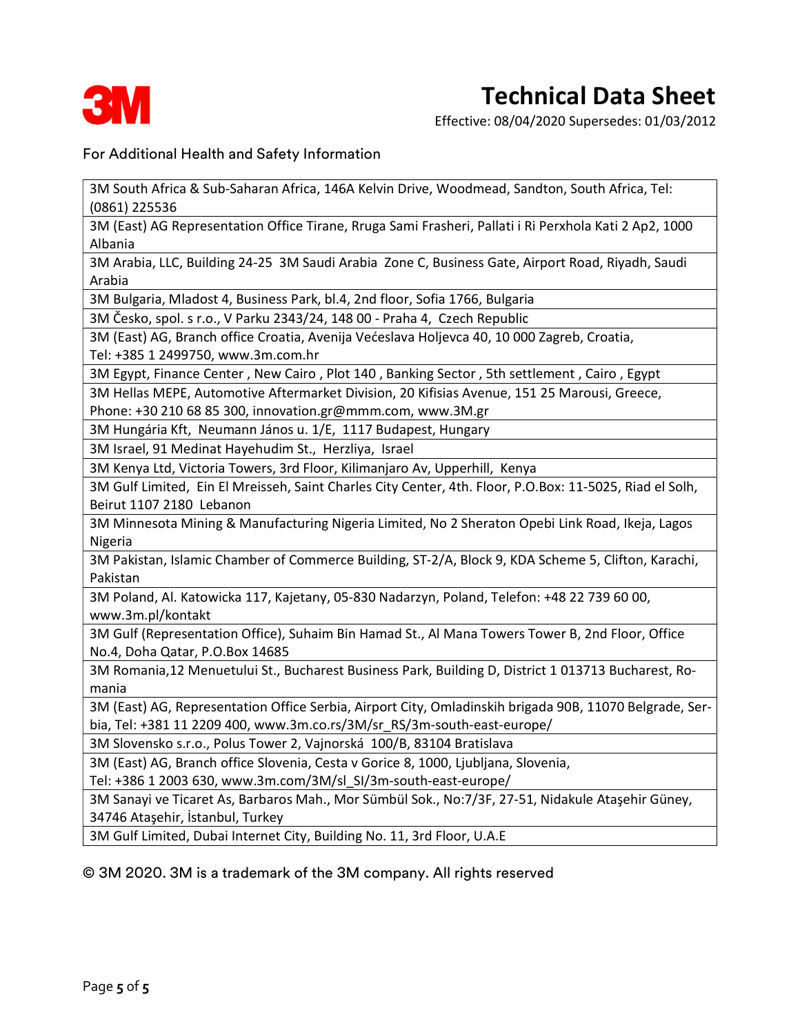For Additional Health and Safety Information

| |
|---|
| 3M South Africa & Sub-Saharan Africa, 146A Kelvin Drive, Woodmead, Sandton, South Africa, Tel: (0861) 225536 |
| 3M (East) AG Representation Office Tirane, Rruga Sami Frasheri, Pallati i Ri Perxhola Kati 2 Ap2, 1000 Albania |
| 3M Arabia, LLC, Building 24-25 3M Saudi Arabia Zone C, Business Gate, Airport Road, Riyadh, Saudi Arabia |
| 3M Bulgaria, Mladost 4, Business Park, bl.4, 2nd floor, Sofia 1766, Bulgaria |
| 3M Česko, spol. s r.o., V Parku 2343/24, 148 00 - Praha 4, Czech Republic |
| 3M (East) AG, Branch office Croatia, Avenija Većeslava Holjevca 40, 10 000 Zagreb, Croatia, Tel: +385 1 2499750, www.3m.com.hr |
| 3M Egypt, Finance Center , New Cairo , Plot 140 , Banking Sector , 5th settlement , Cairo , Egypt |
| 3M Hellas MEPE, Automotive Aftermarket Division, 20 Kifisias Avenue, 151 25 Marousi, Greece, Phone: +30 210 68 85 300, innovation.gr@mmm.com, www.3M.gr |
| 3M Hungária Kft, Neumann János u. 1/E, 1117 Budapest, Hungary |
| 3M Israel, 91 Medinat Hayehudim St., Herzliya, Israel |
| 3M Kenya Ltd, Victoria Towers, 3rd Floor, Kilimanjaro Av, Upperhill, Kenya |
| 3M Gulf Limited, Ein El Mreisseh, Saint Charles City Center, 4th. Floor, P.O.Box: 11-5025, Riad el Solh, Beirut 1107 2180 Lebanon |
| 3M Minnesota Mining & Manufacturing Nigeria Limited, No 2 Sheraton Opebi Link Road, Ikeja, Lagos Nigeria |
| 3M Pakistan, Islamic Chamber of Commerce Building, ST-2/A, Block 9, KDA Scheme 5, Clifton, Karachi, Pakistan |
| 3M Poland, Al. Katowicka 117, Kajetany, 05-830 Nadarzyn, Poland, Telefon: +48 22 739 60 00, www.3m.pl/kontakt |
| 3M Gulf (Representation Office), Suhaim Bin Hamad St., Al Mana Towers Tower B, 2nd Floor, Office No.4, Doha Qatar, P.O.Box 14685 |
| 3M Romania,12 Menuetului St., Bucharest Business Park, Building D, District 1 013713 Bucharest, Romania |
| 3M (East) AG, Representation Office Serbia, Airport City, Omladinskih brigada 90B, 11070 Belgrade, Serbia, Tel: +381 11 2209 400, www.3m.co.rs/3M/sr_RS/3m-south-east-europe/ |
| 3M Slovensko s.r.o., Polus Tower 2, Vajnorská 100/B, 83104 Bratislava |
| 3M (East) AG, Branch office Slovenia, Cesta v Gorice 8, 1000, Ljubljana, Slovenia, Tel: +386 1 2003 630, www.3m.com/3M/sl_SI/3m-south-east-europe/ |
| 3M Sanayi ve Ticaret As, Barbaros Mah., Mor Sümbül Sok., No:7/3F, 27-51, Nidakule Ataşehir Güney, 34746 Ataşehir, İstanbul, Turkey |
| 3M Gulf Limited, Dubai Internet City, Building No. 11, 3rd Floor, U.A.E |

© 3M 2020. 3M is a trademark of the 3M company. All rights reserved